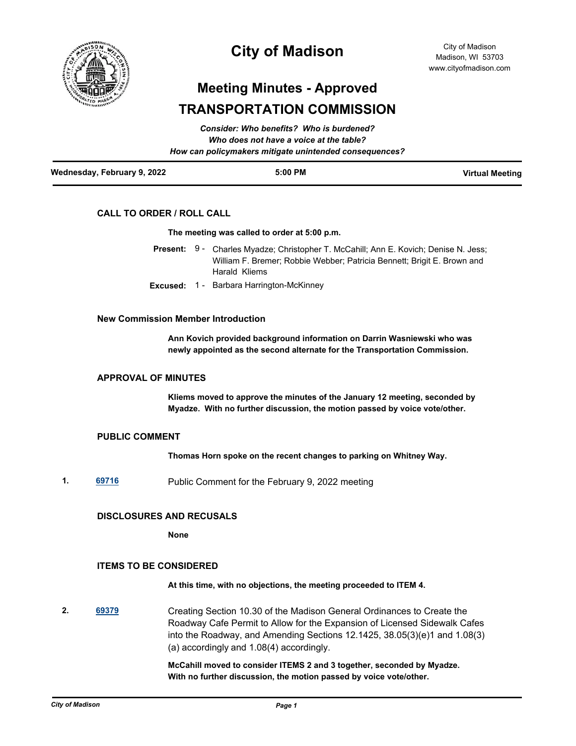# City of Madison

City of Madison
Madison, WI 53703
www.cityofmadison.com

## Meeting Minutes - Approved

## TRANSPORTATION COMMISSION

*Consider: Who benefits? Who is burdened?*
*Who does not have a voice at the table?*
*How can policymakers mitigate unintended consequences?*

**Wednesday, February 9, 2022** | **5:00 PM** | **Virtual Meeting**

### CALL TO ORDER / ROLL CALL

**The meeting was called to order at 5:00 p.m.**

**Present:** 9 - Charles Myadze; Christopher T. McCahill; Ann E. Kovich; Denise N. Jess; William F. Bremer; Robbie Webber; Patricia Bennett; Brigit E. Brown and Harald Kliems

**Excused:** 1 - Barbara Harrington-McKinney

### New Commission Member Introduction

**Ann Kovich provided background information on Darrin Wasniewski who was newly appointed as the second alternate for the Transportation Commission.**

### APPROVAL OF MINUTES

**Kliems moved to approve the minutes of the January 12 meeting, seconded by Myadze. With no further discussion, the motion passed by voice vote/other.**

### PUBLIC COMMENT

**Thomas Horn spoke on the recent changes to parking on Whitney Way.**

1. **69716** Public Comment for the February 9, 2022 meeting

### DISCLOSURES AND RECUSALS

**None**

### ITEMS TO BE CONSIDERED

**At this time, with no objections, the meeting proceeded to ITEM 4.**

2. **69379** Creating Section 10.30 of the Madison General Ordinances to Create the Roadway Cafe Permit to Allow for the Expansion of Licensed Sidewalk Cafes into the Roadway, and Amending Sections 12.1425, 38.05(3)(e)1 and 1.08(3)(a) accordingly and 1.08(4) accordingly.

   **McCahill moved to consider ITEMS 2 and 3 together, seconded by Myadze. With no further discussion, the motion passed by voice vote/other.**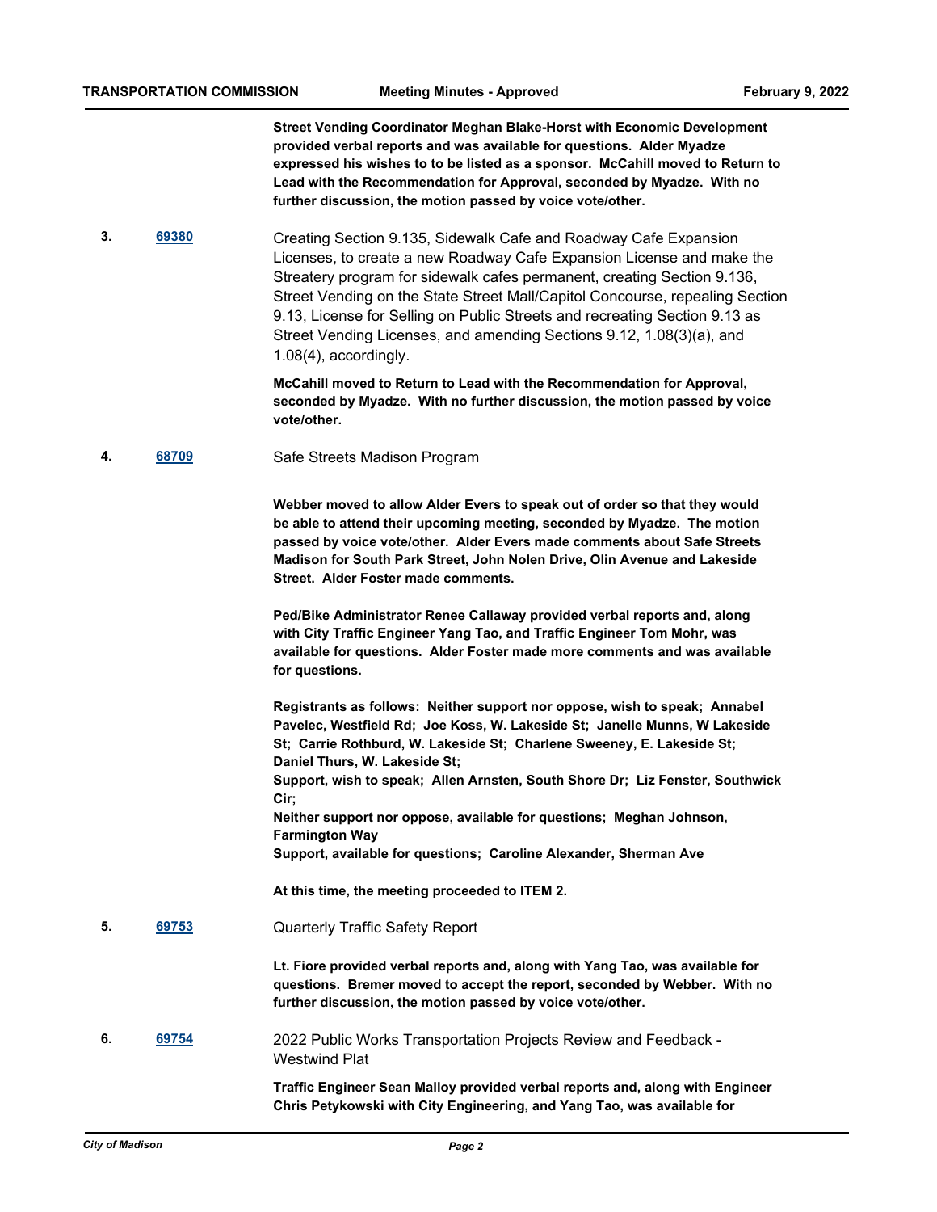**Street Vending Coordinator Meghan Blake-Horst with Economic Development provided verbal reports and was available for questions. Alder Myadze expressed his wishes to to be listed as a sponsor. McCahill moved to Return to Lead with the Recommendation for Approval, seconded by Myadze. With no further discussion, the motion passed by voice vote/other.**

**3.** [69380]

Creating Section 9.135, Sidewalk Cafe and Roadway Cafe Expansion Licenses, to create a new Roadway Cafe Expansion License and make the Streatery program for sidewalk cafes permanent, creating Section 9.136, Street Vending on the State Street Mall/Capitol Concourse, repealing Section 9.13, License for Selling on Public Streets and recreating Section 9.13 as Street Vending Licenses, and amending Sections 9.12, 1.08(3)(a), and 1.08(4), accordingly.

**McCahill moved to Return to Lead with the Recommendation for Approval, seconded by Myadze. With no further discussion, the motion passed by voice vote/other.**

**4.** [68709]

Safe Streets Madison Program

**Webber moved to allow Alder Evers to speak out of order so that they would be able to attend their upcoming meeting, seconded by Myadze. The motion passed by voice vote/other. Alder Evers made comments about Safe Streets Madison for South Park Street, John Nolen Drive, Olin Avenue and Lakeside Street. Alder Foster made comments.**

**Ped/Bike Administrator Renee Callaway provided verbal reports and, along with City Traffic Engineer Yang Tao, and Traffic Engineer Tom Mohr, was available for questions. Alder Foster made more comments and was available for questions.**

**Registrants as follows: Neither support nor oppose, wish to speak; Annabel Pavelec, Westfield Rd; Joe Koss, W. Lakeside St; Janelle Munns, W Lakeside St; Carrie Rothburd, W. Lakeside St; Charlene Sweeney, E. Lakeside St; Daniel Thurs, W. Lakeside St;**
**Support, wish to speak; Allen Arnsten, South Shore Dr; Liz Fenster, Southwick Cir;**
**Neither support nor oppose, available for questions; Meghan Johnson, Farmington Way**
**Support, available for questions; Caroline Alexander, Sherman Ave**

**At this time, the meeting proceeded to ITEM 2.**

**5.** [69753]

Quarterly Traffic Safety Report

**Lt. Fiore provided verbal reports and, along with Yang Tao, was available for questions. Bremer moved to accept the report, seconded by Webber. With no further discussion, the motion passed by voice vote/other.**

**6.** [69754]

2022 Public Works Transportation Projects Review and Feedback - Westwind Plat

**Traffic Engineer Sean Malloy provided verbal reports and, along with Engineer Chris Petykowski with City Engineering, and Yang Tao, was available for**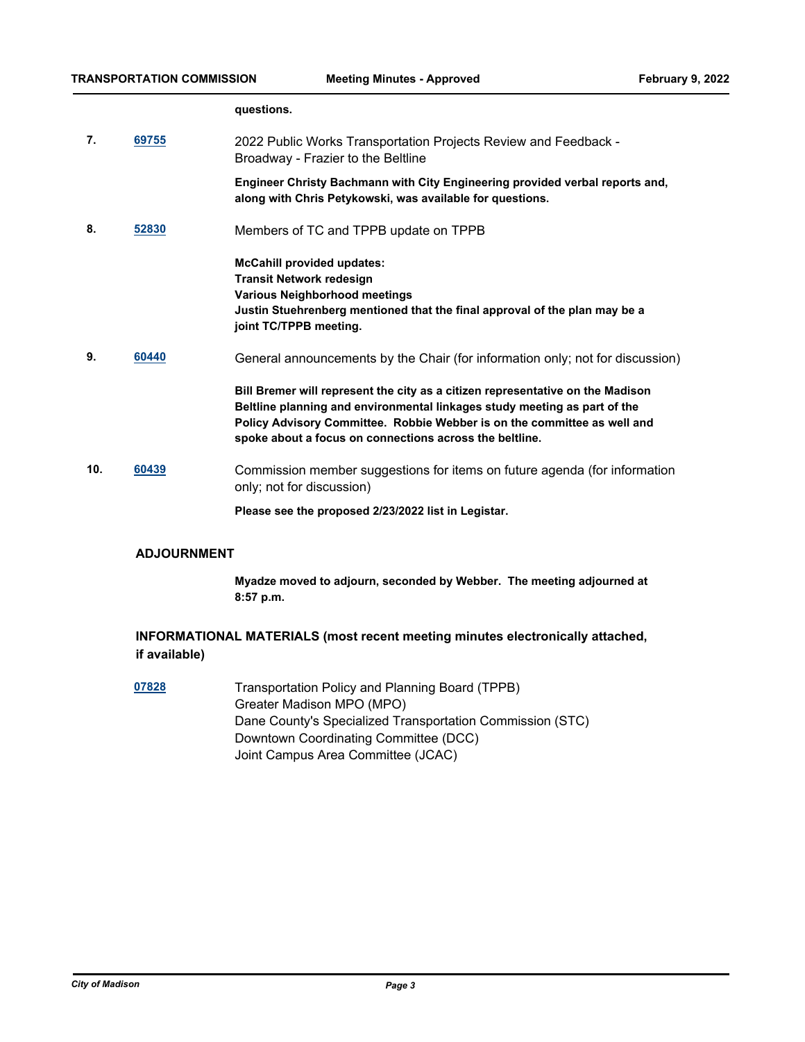**questions.**

**7.** [69755] 2022 Public Works Transportation Projects Review and Feedback - Broadway - Frazier to the Beltline

**Engineer Christy Bachmann with City Engineering provided verbal reports and, along with Chris Petykowski, was available for questions.**

**8.** [52830] Members of TC and TPPB update on TPPB

**McCahill provided updates:**
**Transit Network redesign**
**Various Neighborhood meetings**
**Justin Stuehrenberg mentioned that the final approval of the plan may be a joint TC/TPPB meeting.**

**9.** [60440] General announcements by the Chair (for information only; not for discussion)

**Bill Bremer will represent the city as a citizen representative on the Madison Beltline planning and environmental linkages study meeting as part of the Policy Advisory Committee. Robbie Webber is on the committee as well and spoke about a focus on connections across the beltline.**

**10.** [60439] Commission member suggestions for items on future agenda (for information only; not for discussion)

**Please see the proposed 2/23/2022 list in Legistar.**

## ADJOURNMENT

**Myadze moved to adjourn, seconded by Webber. The meeting adjourned at 8:57 p.m.**

## INFORMATIONAL MATERIALS (most recent meeting minutes electronically attached, if available)

[07828] Transportation Policy and Planning Board (TPPB)
Greater Madison MPO (MPO)
Dane County's Specialized Transportation Commission (STC)
Downtown Coordinating Committee (DCC)
Joint Campus Area Committee (JCAC)